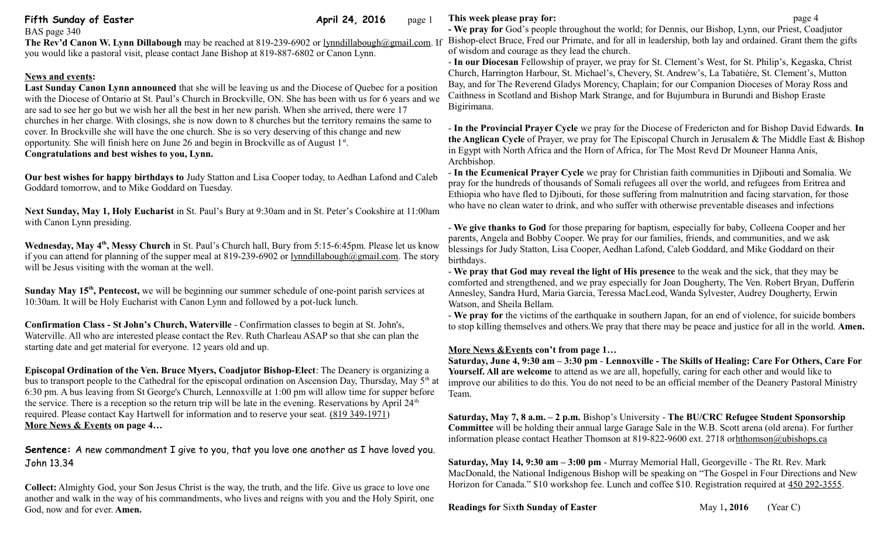**Fifth Sunday of Easter** **April 24, 2016**

BAS page 340

**The Rev'd Canon W. Lynn Dillabough** may be reached at 819-239-6902 or lynndillabough@gmail.com. If you would like a pastoral visit, please contact Jane Bishop at 819-887-6802 or Canon Lynn.

**News and events:**

**Last Sunday Canon Lynn announced** that she will be leaving us and the Diocese of Quebec for a position with the Diocese of Ontario at St. Paul's Church in Brockville, ON. She has been with us for 6 years and we are sad to see her go but we wish her all the best in her new parish. When she arrived, there were 17 churches in her charge. With closings, she is now down to 8 churches but the territory remains the same to cover. In Brockville she will have the one church. She is so very deserving of this change and new opportunity. She will finish here on June 26 and begin in Brockville as of August 1st.

**Congratulations and best wishes to you, Lynn.**

**Our best wishes for happy birthdays to** Judy Statton and Lisa Cooper today, to Aedhan Lafond and Caleb Goddard tomorrow, and to Mike Goddard on Tuesday.

**Next Sunday, May 1, Holy Eucharist** in St. Paul's Bury at 9:30am and in St. Peter's Cookshire at 11:00am with Canon Lynn presiding.

**Wednesday, May 4th, Messy Church** in St. Paul's Church hall, Bury from 5:15-6:45pm. Please let us know if you can attend for planning of the supper meal at 819-239-6902 or lynndillabough@gmail.com. The story will be Jesus visiting with the woman at the well.

**Sunday May 15th, Pentecost,** we will be beginning our summer schedule of one-point parish services at 10:30am. It will be Holy Eucharist with Canon Lynn and followed by a pot-luck lunch.

**Confirmation Class - St John's Church, Waterville** - Confirmation classes to begin at St. John's, Waterville. All who are interested please contact the Rev. Ruth Charleau ASAP so that she can plan the starting date and get material for everyone. 12 years old and up.

**Episcopal Ordination of the Ven. Bruce Myers, Coadjutor Bishop-Elect**: The Deanery is organizing a bus to transport people to the Cathedral for the episcopal ordination on Ascension Day, Thursday, May 5th at 6:30 pm. A bus leaving from St George's Church, Lennoxville at 1:00 pm will allow time for supper before the service. There is a reception so the return trip will be late in the evening. Reservations by April 24th required. Please contact Kay Hartwell for information and to reserve your seat. (819 349-1971)

**More News & Events on page 4…**

**Sentence:** A new commandment I give to you, that you love one another as I have loved you. John 13.34

**Collect:** Almighty God, your Son Jesus Christ is the way, the truth, and the life. Give us grace to love one another and walk in the way of his commandments, who lives and reigns with you and the Holy Spirit, one God, now and for ever. **Amen.**

**This week please pray for:**

- **We pray for** God's people throughout the world; for Dennis, our Bishop, Lynn, our Priest, Coadjutor Bishop-elect Bruce, Fred our Primate, and for all in leadership, both lay and ordained. Grant them the gifts of wisdom and courage as they lead the church.
- **In our Diocesan** Fellowship of prayer, we pray for St. Clement's West, for St. Philip's, Kegaska, Christ Church, Harrington Harbour, St. Michael's, Chevery, St. Andrew's, La Tabatiére, St. Clement's, Mutton Bay, and for The Reverend Gladys Morency, Chaplain; for our Companion Dioceses of Moray Ross and Caithness in Scotland and Bishop Mark Strange, and for Bujumbura in Burundi and Bishop Eraste Bigirimana.
- **In the Provincial Prayer Cycle** we pray for the Diocese of Fredericton and for Bishop David Edwards. **In the Anglican Cycle** of Prayer, we pray for The Episcopal Church in Jerusalem & The Middle East & Bishop in Egypt with North Africa and the Horn of Africa, for The Most Revd Dr Mouneer Hanna Anis, Archbishop.
- **In the Ecumenical Prayer Cycle** we pray for Christian faith communities in Djibouti and Somalia. We pray for the hundreds of thousands of Somali refugees all over the world, and refugees from Eritrea and Ethiopia who have fled to Djibouti, for those suffering from malnutrition and facing starvation, for those who have no clean water to drink, and who suffer with otherwise preventable diseases and infections
- **We give thanks to God** for those preparing for baptism, especially for baby, Colleena Cooper and her parents, Angela and Bobby Cooper. We pray for our families, friends, and communities, and we ask blessings for Judy Statton, Lisa Cooper, Aedhan Lafond, Caleb Goddard, and Mike Goddard on their birthdays.
- **We pray that God may reveal the light of His presence** to the weak and the sick, that they may be comforted and strengthened, and we pray especially for Joan Dougherty, The Ven. Robert Bryan, Dufferin Annesley, Sandra Hurd, Maria Garcia, Teressa MacLeod, Wanda Sylvester, Audrey Dougherty, Erwin Watson, and Sheila Bellam.
- **We pray for** the victims of the earthquake in southern Japan, for an end of violence, for suicide bombers to stop killing themselves and others.We pray that there may be peace and justice for all in the world. **Amen.**

**More News &Events con't from page 1…**

**Saturday, June 4, 9:30 am – 3:30 pm** - **Lennoxville - The Skills of Healing: Care For Others, Care For Yourself. All are welcome** to attend as we are all, hopefully, caring for each other and would like to improve our abilities to do this. You do not need to be an official member of the Deanery Pastoral Ministry Team.

**Saturday, May 7, 8 a.m. – 2 p.m.** Bishop's University - **The BU/CRC Refugee Student Sponsorship Committee** will be holding their annual large Garage Sale in the W.B. Scott arena (old arena). For further information please contact Heather Thomson at 819-822-9600 ext. 2718 orhthomson@ubishops.ca

**Saturday, May 14, 9:30 am – 3:00 pm** - Murray Memorial Hall, Georgeville - The Rt. Rev. Mark MacDonald, the National Indigenous Bishop will be speaking on "The Gospel in Four Directions and New Horizon for Canada." $10 workshop fee. Lunch and coffee $10. Registration required at 450 292-3555.

**Readings for** Six**th Sunday of Easter** May 1**, 2016** (Year C)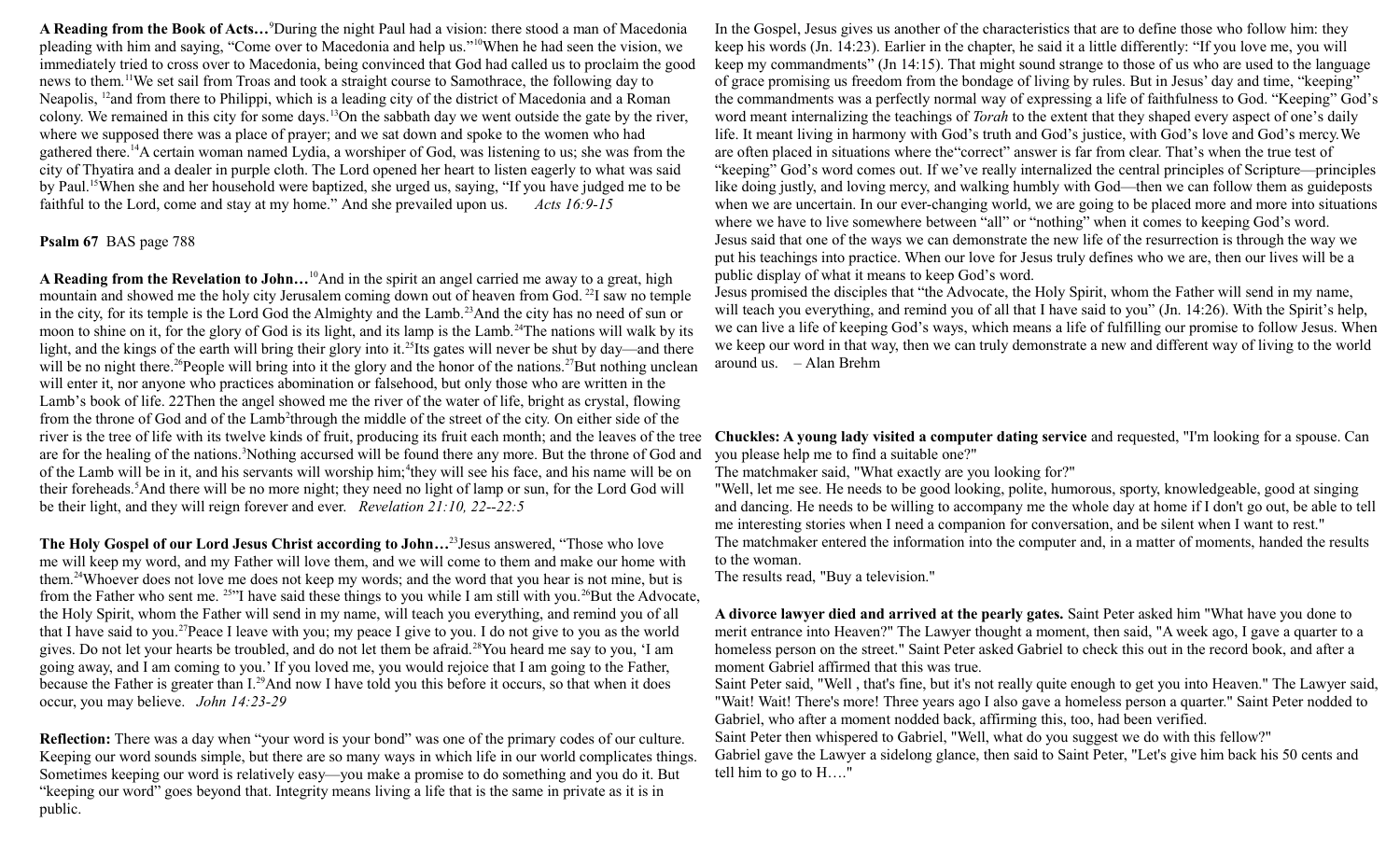**A Reading from the Book of Acts…**[9]During the night Paul had a vision: there stood a man of Macedonia pleading with him and saying, "Come over to Macedonia and help us."[10]When he had seen the vision, we immediately tried to cross over to Macedonia, being convinced that God had called us to proclaim the good news to them.[11]We set sail from Troas and took a straight course to Samothrace, the following day to Neapolis, [12]and from there to Philippi, which is a leading city of the district of Macedonia and a Roman colony. We remained in this city for some days.[13]On the sabbath day we went outside the gate by the river, where we supposed there was a place of prayer; and we sat down and spoke to the women who had gathered there.[14]A certain woman named Lydia, a worshiper of God, was listening to us; she was from the city of Thyatira and a dealer in purple cloth. The Lord opened her heart to listen eagerly to what was said by Paul.[15]When she and her household were baptized, she urged us, saying, "If you have judged me to be faithful to the Lord, come and stay at my home." And she prevailed upon us. *Acts 16:9-15*

**Psalm 67** BAS page 788

**A Reading from the Revelation to John…**[10]And in the spirit an angel carried me away to a great, high mountain and showed me the holy city Jerusalem coming down out of heaven from God. [22]I saw no temple in the city, for its temple is the Lord God the Almighty and the Lamb.[23]And the city has no need of sun or moon to shine on it, for the glory of God is its light, and its lamp is the Lamb.[24]The nations will walk by its light, and the kings of the earth will bring their glory into it.[25]Its gates will never be shut by day—and there will be no night there.[26]People will bring into it the glory and the honor of the nations.[27]But nothing unclean will enter it, nor anyone who practices abomination or falsehood, but only those who are written in the Lamb's book of life. 22Then the angel showed me the river of the water of life, bright as crystal, flowing from the throne of God and of the Lamb[2]through the middle of the street of the city. On either side of the river is the tree of life with its twelve kinds of fruit, producing its fruit each month; and the leaves of the tree are for the healing of the nations.[3]Nothing accursed will be found there any more. But the throne of God and of the Lamb will be in it, and his servants will worship him;[4]they will see his face, and his name will be on their foreheads.[5]And there will be no more night; they need no light of lamp or sun, for the Lord God will be their light, and they will reign forever and ever. *Revelation 21:10, 22--22:5*

**The Holy Gospel of our Lord Jesus Christ according to John…**[23]Jesus answered, "Those who love me will keep my word, and my Father will love them, and we will come to them and make our home with them.[24]Whoever does not love me does not keep my words; and the word that you hear is not mine, but is from the Father who sent me. [25]"I have said these things to you while I am still with you.[26]But the Advocate, the Holy Spirit, whom the Father will send in my name, will teach you everything, and remind you of all that I have said to you.[27]Peace I leave with you; my peace I give to you. I do not give to you as the world gives. Do not let your hearts be troubled, and do not let them be afraid.[28]You heard me say to you, 'I am going away, and I am coming to you.' If you loved me, you would rejoice that I am going to the Father, because the Father is greater than I.[29]And now I have told you this before it occurs, so that when it does occur, you may believe. *John 14:23-29*

**Reflection:** There was a day when "your word is your bond" was one of the primary codes of our culture. Keeping our word sounds simple, but there are so many ways in which life in our world complicates things. Sometimes keeping our word is relatively easy—you make a promise to do something and you do it. But "keeping our word" goes beyond that. Integrity means living a life that is the same in private as it is in public.

In the Gospel, Jesus gives us another of the characteristics that are to define those who follow him: they keep his words (Jn. 14:23). Earlier in the chapter, he said it a little differently: "If you love me, you will keep my commandments" (Jn 14:15). That might sound strange to those of us who are used to the language of grace promising us freedom from the bondage of living by rules. But in Jesus' day and time, "keeping" the commandments was a perfectly normal way of expressing a life of faithfulness to God. "Keeping" God's word meant internalizing the teachings of *Torah* to the extent that they shaped every aspect of one's daily life. It meant living in harmony with God's truth and God's justice, with God's love and God's mercy.We are often placed in situations where the"correct" answer is far from clear. That's when the true test of "keeping" God's word comes out. If we've really internalized the central principles of Scripture—principles like doing justly, and loving mercy, and walking humbly with God—then we can follow them as guideposts when we are uncertain. In our ever-changing world, we are going to be placed more and more into situations where we have to live somewhere between "all" or "nothing" when it comes to keeping God's word.
Jesus said that one of the ways we can demonstrate the new life of the resurrection is through the way we put his teachings into practice. When our love for Jesus truly defines who we are, then our lives will be a public display of what it means to keep God's word.
Jesus promised the disciples that "the Advocate, the Holy Spirit, whom the Father will send in my name, will teach you everything, and remind you of all that I have said to you" (Jn. 14:26). With the Spirit's help, we can live a life of keeping God's ways, which means a life of fulfilling our promise to follow Jesus. When we keep our word in that way, then we can truly demonstrate a new and different way of living to the world around us. – Alan Brehm

**Chuckles: A young lady visited a computer dating service** and requested, "I'm looking for a spouse. Can you please help me to find a suitable one?"
The matchmaker said, "What exactly are you looking for?"
"Well, let me see. He needs to be good looking, polite, humorous, sporty, knowledgeable, good at singing and dancing. He needs to be willing to accompany me the whole day at home if I don't go out, be able to tell me interesting stories when I need a companion for conversation, and be silent when I want to rest."
The matchmaker entered the information into the computer and, in a matter of moments, handed the results to the woman.
The results read, "Buy a television."

**A divorce lawyer died and arrived at the pearly gates.** Saint Peter asked him "What have you done to merit entrance into Heaven?" The Lawyer thought a moment, then said, "A week ago, I gave a quarter to a homeless person on the street." Saint Peter asked Gabriel to check this out in the record book, and after a moment Gabriel affirmed that this was true.
Saint Peter said, "Well , that's fine, but it's not really quite enough to get you into Heaven." The Lawyer said, "Wait! Wait! There's more! Three years ago I also gave a homeless person a quarter." Saint Peter nodded to Gabriel, who after a moment nodded back, affirming this, too, had been verified.
Saint Peter then whispered to Gabriel, "Well, what do you suggest we do with this fellow?"
Gabriel gave the Lawyer a sidelong glance, then said to Saint Peter, "Let's give him back his 50 cents and tell him to go to H…."